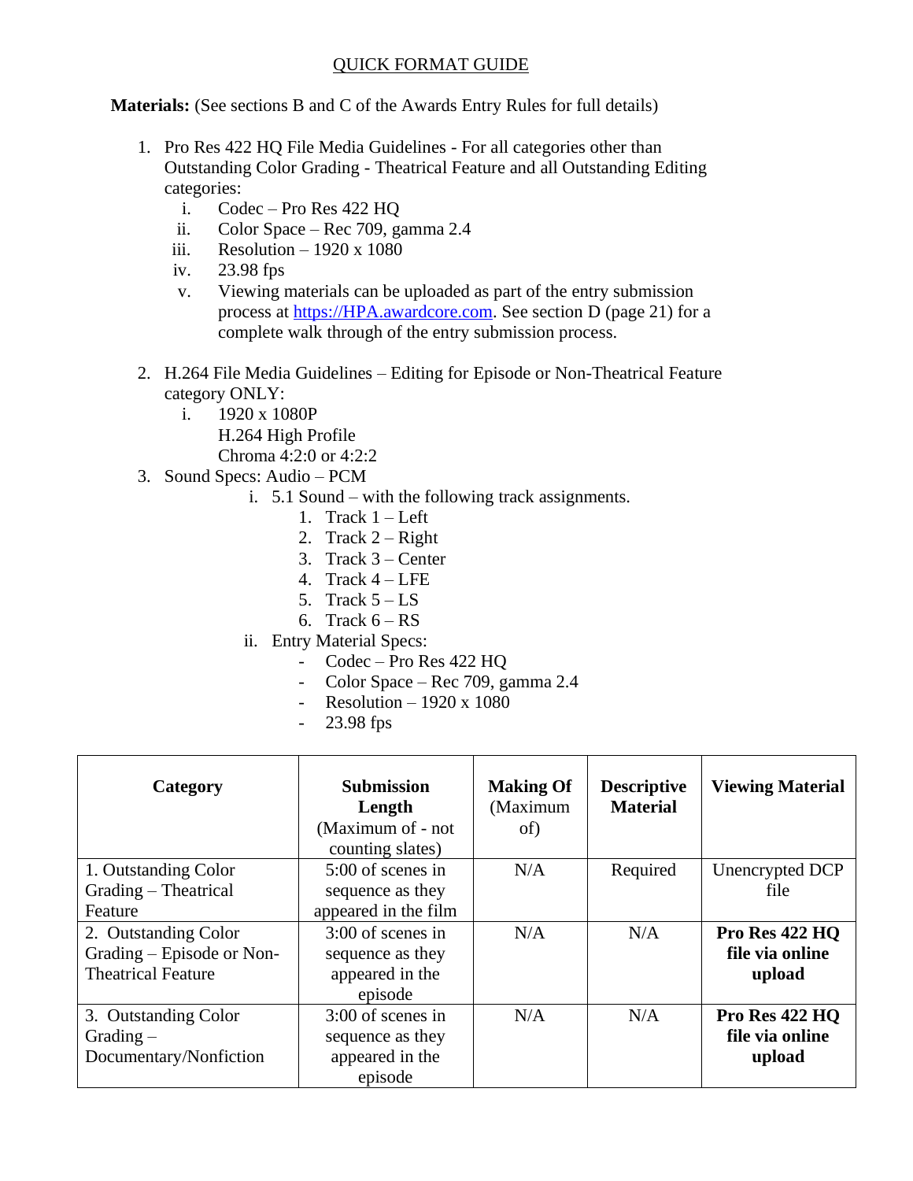QUICK FORMAT GUIDE

**Materials:** (See sections B and C of the Awards Entry Rules for full details)

1. Pro Res 422 HQ File Media Guidelines - For all categories other than Outstanding Color Grading - Theatrical Feature and all Outstanding Editing categories:
   i. Codec – Pro Res 422 HQ
   ii. Color Space – Rec 709, gamma 2.4
   iii. Resolution – 1920 x 1080
   iv. 23.98 fps
   v. Viewing materials can be uploaded as part of the entry submission process at https://HPA.awardcore.com. See section D (page 21) for a complete walk through of the entry submission process.

2. H.264 File Media Guidelines – Editing for Episode or Non-Theatrical Feature category ONLY:
   i. 1920 x 1080P
      H.264 High Profile
      Chroma 4:2:0 or 4:2:2
3. Sound Specs: Audio – PCM
   i. 5.1 Sound – with the following track assignments.
      1. Track 1 – Left
      2. Track 2 – Right
      3. Track 3 – Center
      4. Track 4 – LFE
      5. Track 5 – LS
      6. Track 6 – RS
   ii. Entry Material Specs:
      - Codec – Pro Res 422 HQ
      - Color Space – Rec 709, gamma 2.4
      - Resolution – 1920 x 1080
      - 23.98 fps

| **Category** | **Submission Length** (Maximum of - not counting slates) | **Making Of** (Maximum of) | **Descriptive Material** | **Viewing Material** |
|---|---|---|---|---|
| 1. Outstanding Color Grading – Theatrical Feature | 5:00 of scenes in sequence as they appeared in the film | N/A | Required | Unencrypted DCP file |
| 2. Outstanding Color Grading – Episode or Non-Theatrical Feature | 3:00 of scenes in sequence as they appeared in the episode | N/A | N/A | **Pro Res 422 HQ file via online upload** |
| 3. Outstanding Color Grading – Documentary/Nonfiction | 3:00 of scenes in sequence as they appeared in the episode | N/A | N/A | **Pro Res 422 HQ file via online upload** |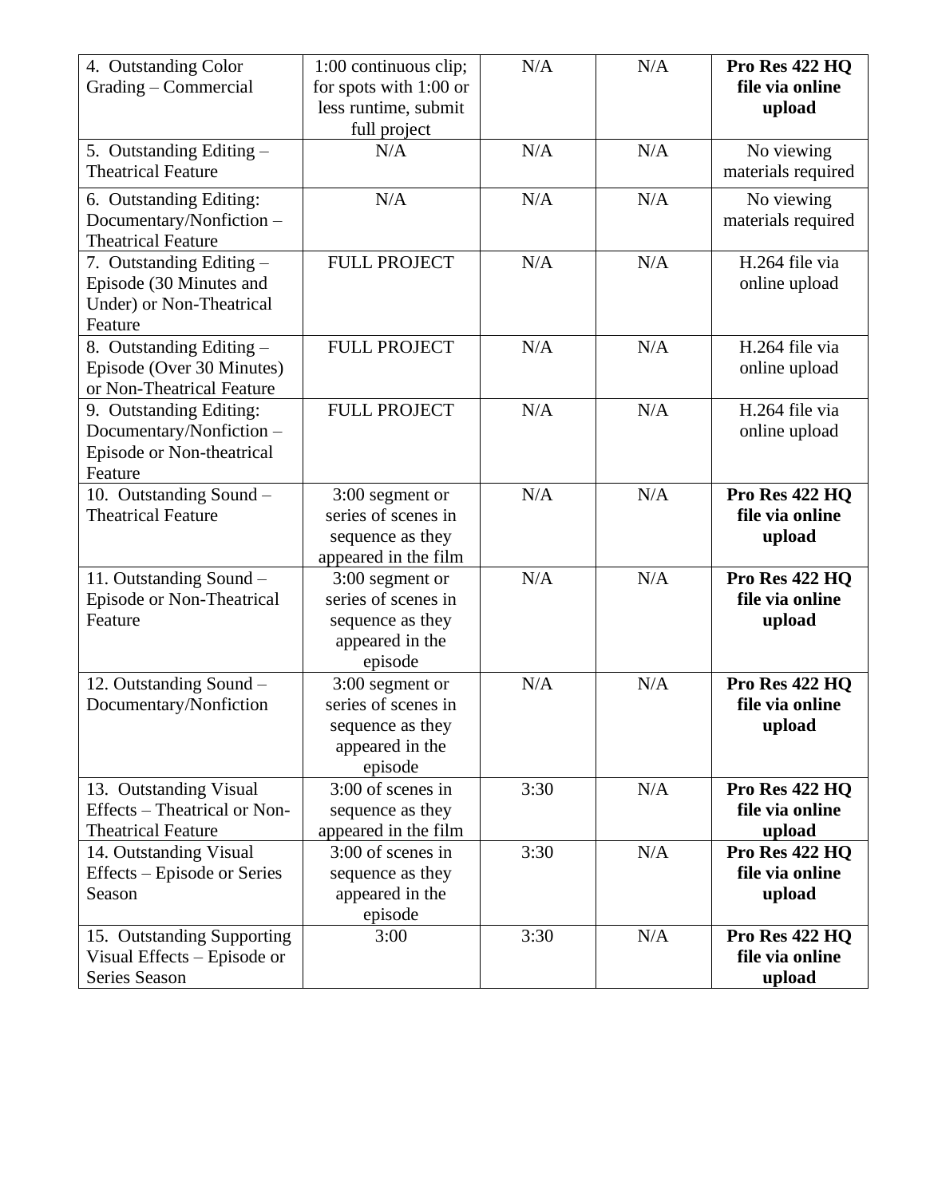| | | | | |
|---|---|---|---|---|
| 4. Outstanding Color Grading – Commercial | 1:00 continuous clip; for spots with 1:00 or less runtime, submit full project | N/A | N/A | **Pro Res 422 HQ file via online upload** |
| 5. Outstanding Editing – Theatrical Feature | N/A | N/A | N/A | No viewing materials required |
| 6. Outstanding Editing: Documentary/Nonfiction – Theatrical Feature | N/A | N/A | N/A | No viewing materials required |
| 7. Outstanding Editing – Episode (30 Minutes and Under) or Non-Theatrical Feature | FULL PROJECT | N/A | N/A | H.264 file via online upload |
| 8. Outstanding Editing – Episode (Over 30 Minutes) or Non-Theatrical Feature | FULL PROJECT | N/A | N/A | H.264 file via online upload |
| 9. Outstanding Editing: Documentary/Nonfiction – Episode or Non-theatrical Feature | FULL PROJECT | N/A | N/A | H.264 file via online upload |
| 10. Outstanding Sound – Theatrical Feature | 3:00 segment or series of scenes in sequence as they appeared in the film | N/A | N/A | **Pro Res 422 HQ file via online upload** |
| 11. Outstanding Sound – Episode or Non-Theatrical Feature | 3:00 segment or series of scenes in sequence as they appeared in the episode | N/A | N/A | **Pro Res 422 HQ file via online upload** |
| 12. Outstanding Sound – Documentary/Nonfiction | 3:00 segment or series of scenes in sequence as they appeared in the episode | N/A | N/A | **Pro Res 422 HQ file via online upload** |
| 13. Outstanding Visual Effects – Theatrical or Non-Theatrical Feature | 3:00 of scenes in sequence as they appeared in the film | 3:30 | N/A | **Pro Res 422 HQ file via online upload** |
| 14. Outstanding Visual Effects – Episode or Series Season | 3:00 of scenes in sequence as they appeared in the episode | 3:30 | N/A | **Pro Res 422 HQ file via online upload** |
| 15. Outstanding Supporting Visual Effects – Episode or Series Season | 3:00 | 3:30 | N/A | **Pro Res 422 HQ file via online upload** |